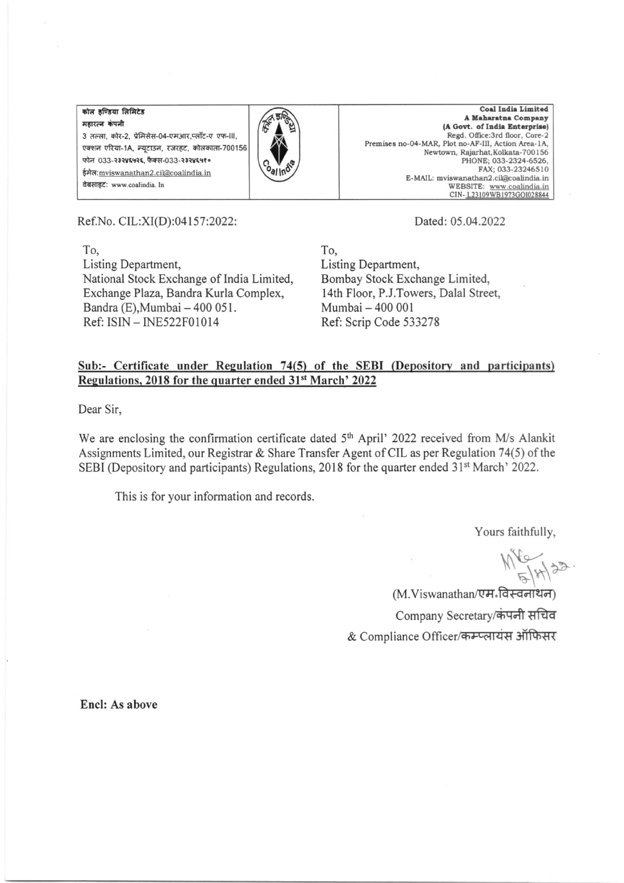कोल इण्डिया लिमिटेड
महारत्न कंपनी
3 तल्ला, कोर-2, प्रेमिसेस-04-एमआर,प्लॉट-ए एफ-III,
एक्शन एरिया-1A, न्यूटाउन, रजरहट, कोलकाता-700156
फोन 033-२३२४६५२६, फैक्स-033-२३२४६५१०
ईमेल:mviswanathan2.cil@coalindia.in
वेबसाइट: www.coalindia. In

**Coal India Limited**
**A Maharatna Company**
**(A Govt. of India Enterprise)**
Regd. Office:3rd floor, Core-2
Premises no-04-MAR, Plot no-AF-III, Action Area-1A,
Newtown, Rajarhat,Kolkata-700156
PHONE; 033-2324-6526,
FAX; 033-23246510
E-MAIL: mviswanathan2.cil@coalindia.in
WEBSITE: www.coalindia.in
CIN- L23109WB1973GOI028844

Ref.No. CIL:XI(D):04157:2022:

Dated: 05.04.2022

To,
Listing Department,
National Stock Exchange of India Limited,
Exchange Plaza, Bandra Kurla Complex,
Bandra (E),Mumbai – 400 051.
Ref: ISIN – INE522F01014

To,
Listing Department,
Bombay Stock Exchange Limited,
14th Floor, P.J.Towers, Dalal Street,
Mumbai – 400 001
Ref: Scrip Code 533278

**Sub:- Certificate under Regulation 74(5) of the SEBI (Depository and participants) Regulations, 2018 for the quarter ended 31st March' 2022**

Dear Sir,

We are enclosing the confirmation certificate dated 5th April' 2022 received from M/s Alankit Assignments Limited, our Registrar & Share Transfer Agent of CIL as per Regulation 74(5) of the SEBI (Depository and participants) Regulations, 2018 for the quarter ended 31st March' 2022.

This is for your information and records.

Yours faithfully,

(M.Viswanathan/एम॰विस्वनाथन)
Company Secretary/कंपनी सचिव
& Compliance Officer/कम्प्लायंस ऑफिसर

**Encl: As above**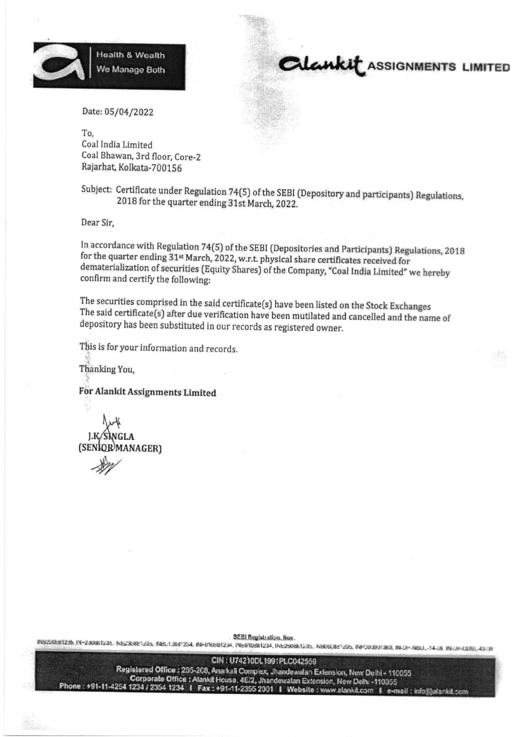Health & Wealth
We Manage Both

**Alankit ASSIGNMENTS LIMITED**

Date: 05/04/2022

To,
Coal India Limited
Coal Bhawan, 3rd floor, Core-2
Rajarhat, Kolkata-700156

Subject: Certificate under Regulation 74(5) of the SEBI (Depository and participants) Regulations, 2018 for the quarter ending 31st March, 2022.

Dear Sir,

In accordance with Regulation 74(5) of the SEBI (Depositories and Participants) Regulations, 2018 for the quarter ending 31st March, 2022, w.r.t. physical share certificates received for dematerialization of securities (Equity Shares) of the Company, "Coal India Limited" we hereby confirm and certify the following:

The securities comprised in the said certificate(s) have been listed on the Stock Exchanges
The said certificate(s) after due verification have been mutilated and cancelled and the name of depository has been substituted in our records as registered owner.

This is for your information and records.

Thanking You,

**For Alankit Assignments Limited**

**J.K. SINGLA**
**(SENIOR MANAGER)**

SEBI Registration Nos.
INB230681235, IN-230681235, INE230681235, INBL10681234, INF010681234, INE010681234, INE260681235, NB0068123b, INP000001363, IN-DP-NSDL-14-96, IN-DP-CDSL-43-99

CIN : U74210DL1991PLC042569
Registered Office : 205-208, Anarkali Complex, Jhandewalan Extension, New Delhi - 110055
Corporate Office : Alankit House, 4E/2, Jhandewalan Extension, New Delhi -110055
Phone : +91-11-4254 1234 / 2354 1234 | Fax : +91-11-2355 2001 | Website : www.alankit.com | e-mail : info@alankit.com